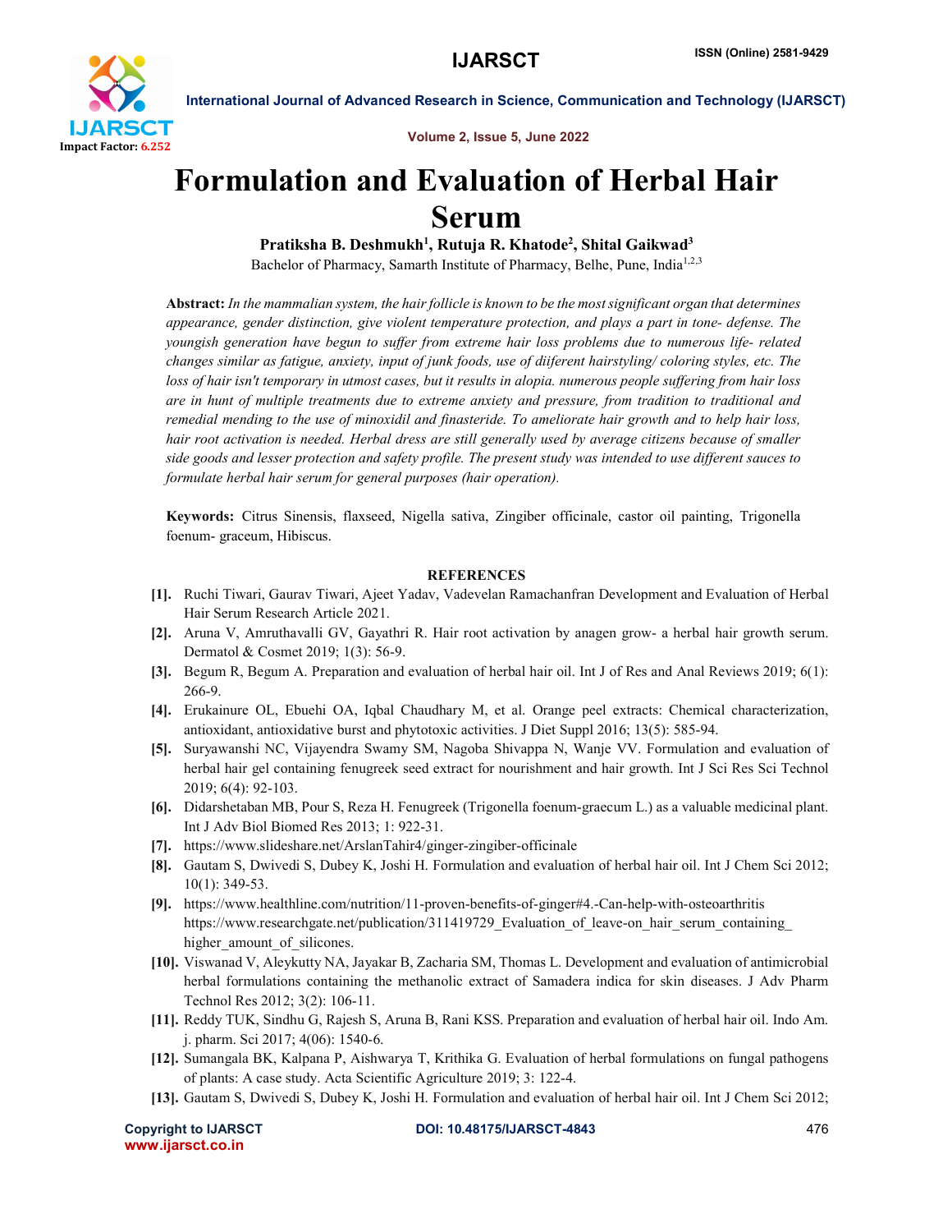# Formulation and Evaluation of Herbal Hair Serum

**Pratiksha B. Deshmukh[1], Rutuja R. Khatode[2], Shital Gaikwad[3]**

Bachelor of Pharmacy, Samarth Institute of Pharmacy, Belhe, Pune, India[1,2,3]

**Abstract:** *In the mammalian system, the hair follicle is known to be the most significant organ that determines appearance, gender distinction, give violent temperature protection, and plays a part in tone- defense. The youngish generation have begun to suffer from extreme hair loss problems due to numerous life- related changes similar as fatigue, anxiety, input of junk foods, use of diiferent hairstyling/ coloring styles, etc. The loss of hair isn't temporary in utmost cases, but it results in alopia. numerous people suffering from hair loss are in hunt of multiple treatments due to extreme anxiety and pressure, from tradition to traditional and remedial mending to the use of minoxidil and finasteride. To ameliorate hair growth and to help hair loss, hair root activation is needed. Herbal dress are still generally used by average citizens because of smaller side goods and lesser protection and safety profile. The present study was intended to use different sauces to formulate herbal hair serum for general purposes (hair operation).*

**Keywords:** Citrus Sinensis, flaxseed, Nigella sativa, Zingiber officinale, castor oil painting, Trigonella foenum- graceum, Hibiscus.

## REFERENCES

[1]. Ruchi Tiwari, Gaurav Tiwari, Ajeet Yadav, Vadevelan Ramachanfran Development and Evaluation of Herbal Hair Serum Research Article 2021.

[2]. Aruna V, Amruthavalli GV, Gayathri R. Hair root activation by anagen grow- a herbal hair growth serum. Dermatol & Cosmet 2019; 1(3): 56-9.

[3]. Begum R, Begum A. Preparation and evaluation of herbal hair oil. Int J of Res and Anal Reviews 2019; 6(1): 266-9.

[4]. Erukainure OL, Ebuehi OA, Iqbal Chaudhary M, et al. Orange peel extracts: Chemical characterization, antioxidant, antioxidative burst and phytotoxic activities. J Diet Suppl 2016; 13(5): 585-94.

[5]. Suryawanshi NC, Vijayendra Swamy SM, Nagoba Shivappa N, Wanje VV. Formulation and evaluation of herbal hair gel containing fenugreek seed extract for nourishment and hair growth. Int J Sci Res Sci Technol 2019; 6(4): 92-103.

[6]. Didarshetaban MB, Pour S, Reza H. Fenugreek (Trigonella foenum-graecum L.) as a valuable medicinal plant. Int J Adv Biol Biomed Res 2013; 1: 922-31.

[7]. https://www.slideshare.net/ArslanTahir4/ginger-zingiber-officinale

[8]. Gautam S, Dwivedi S, Dubey K, Joshi H. Formulation and evaluation of herbal hair oil. Int J Chem Sci 2012; 10(1): 349-53.

[9]. https://www.healthline.com/nutrition/11-proven-benefits-of-ginger#4.-Can-help-with-osteoarthritis https://www.researchgate.net/publication/311419729_Evaluation_of_leave-on_hair_serum_containing_higher_amount_of_silicones.

[10]. Viswanad V, Aleykutty NA, Jayakar B, Zacharia SM, Thomas L. Development and evaluation of antimicrobial herbal formulations containing the methanolic extract of Samadera indica for skin diseases. J Adv Pharm Technol Res 2012; 3(2): 106-11.

[11]. Reddy TUK, Sindhu G, Rajesh S, Aruna B, Rani KSS. Preparation and evaluation of herbal hair oil. Indo Am. j. pharm. Sci 2017; 4(06): 1540-6.

[12]. Sumangala BK, Kalpana P, Aishwarya T, Krithika G. Evaluation of herbal formulations on fungal pathogens of plants: A case study. Acta Scientific Agriculture 2019; 3: 122-4.

[13]. Gautam S, Dwivedi S, Dubey K, Joshi H. Formulation and evaluation of herbal hair oil. Int J Chem Sci 2012;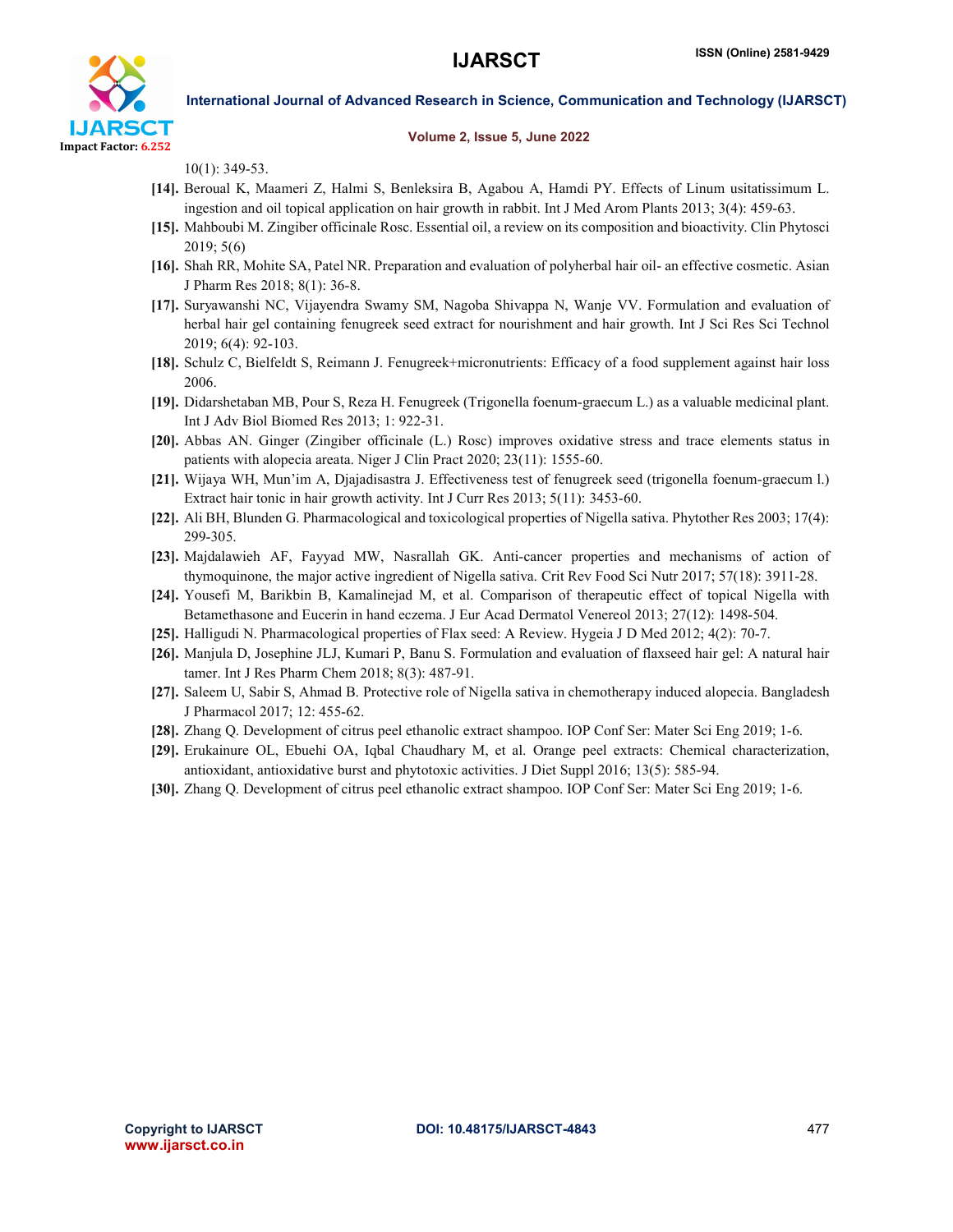10(1): 349-53.

**[14].** Beroual K, Maameri Z, Halmi S, Benleksira B, Agabou A, Hamdi PY. Effects of Linum usitatissimum L. ingestion and oil topical application on hair growth in rabbit. Int J Med Arom Plants 2013; 3(4): 459-63.

**[15].** Mahboubi M. Zingiber officinale Rosc. Essential oil, a review on its composition and bioactivity. Clin Phytosci 2019; 5(6)

**[16].** Shah RR, Mohite SA, Patel NR. Preparation and evaluation of polyherbal hair oil- an effective cosmetic. Asian J Pharm Res 2018; 8(1): 36-8.

**[17].** Suryawanshi NC, Vijayendra Swamy SM, Nagoba Shivappa N, Wanje VV. Formulation and evaluation of herbal hair gel containing fenugreek seed extract for nourishment and hair growth. Int J Sci Res Sci Technol 2019; 6(4): 92-103.

**[18].** Schulz C, Bielfeldt S, Reimann J. Fenugreek+micronutrients: Efficacy of a food supplement against hair loss 2006.

**[19].** Didarshetaban MB, Pour S, Reza H. Fenugreek (Trigonella foenum-graecum L.) as a valuable medicinal plant. Int J Adv Biol Biomed Res 2013; 1: 922-31.

**[20].** Abbas AN. Ginger (Zingiber officinale (L.) Rosc) improves oxidative stress and trace elements status in patients with alopecia areata. Niger J Clin Pract 2020; 23(11): 1555-60.

**[21].** Wijaya WH, Mun'im A, Djajadisastra J. Effectiveness test of fenugreek seed (trigonella foenum-graecum l.) Extract hair tonic in hair growth activity. Int J Curr Res 2013; 5(11): 3453-60.

**[22].** Ali BH, Blunden G. Pharmacological and toxicological properties of Nigella sativa. Phytother Res 2003; 17(4): 299-305.

**[23].** Majdalawieh AF, Fayyad MW, Nasrallah GK. Anti-cancer properties and mechanisms of action of thymoquinone, the major active ingredient of Nigella sativa. Crit Rev Food Sci Nutr 2017; 57(18): 3911-28.

**[24].** Yousefi M, Barikbin B, Kamalinejad M, et al. Comparison of therapeutic effect of topical Nigella with Betamethasone and Eucerin in hand eczema. J Eur Acad Dermatol Venereol 2013; 27(12): 1498-504.

**[25].** Halligudi N. Pharmacological properties of Flax seed: A Review. Hygeia J D Med 2012; 4(2): 70-7.

**[26].** Manjula D, Josephine JLJ, Kumari P, Banu S. Formulation and evaluation of flaxseed hair gel: A natural hair tamer. Int J Res Pharm Chem 2018; 8(3): 487-91.

**[27].** Saleem U, Sabir S, Ahmad B. Protective role of Nigella sativa in chemotherapy induced alopecia. Bangladesh J Pharmacol 2017; 12: 455-62.

**[28].** Zhang Q. Development of citrus peel ethanolic extract shampoo. IOP Conf Ser: Mater Sci Eng 2019; 1-6.

**[29].** Erukainure OL, Ebuehi OA, Iqbal Chaudhary M, et al. Orange peel extracts: Chemical characterization, antioxidant, antioxidative burst and phytotoxic activities. J Diet Suppl 2016; 13(5): 585-94.

**[30].** Zhang Q. Development of citrus peel ethanolic extract shampoo. IOP Conf Ser: Mater Sci Eng 2019; 1-6.